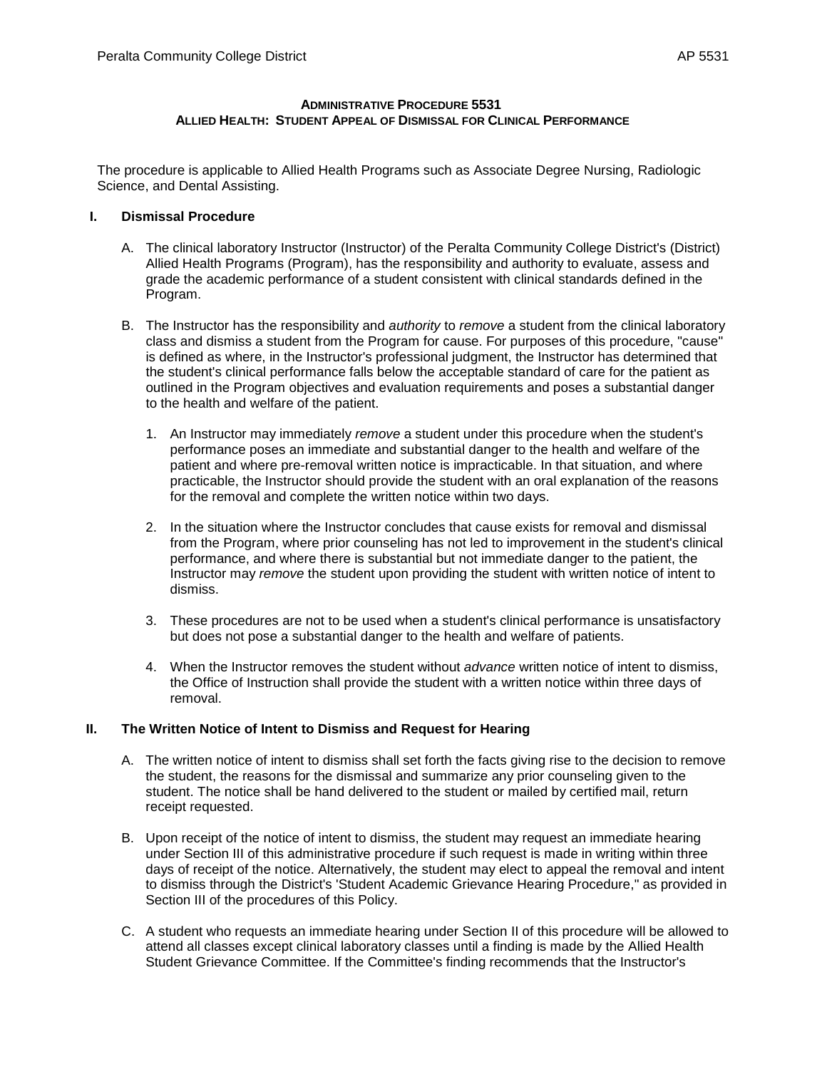# ADMINISTRATIVE PROCEDURE 5531
## ALLIED HEALTH: STUDENT APPEAL OF DISMISSAL FOR CLINICAL PERFORMANCE

The procedure is applicable to Allied Health Programs such as Associate Degree Nursing, Radiologic Science, and Dental Assisting.

### I. Dismissal Procedure

A. The clinical laboratory Instructor (Instructor) of the Peralta Community College District's (District) Allied Health Programs (Program), has the responsibility and authority to evaluate, assess and grade the academic performance of a student consistent with clinical standards defined in the Program.

B. The Instructor has the responsibility and *authority* to *remove* a student from the clinical laboratory class and dismiss a student from the Program for cause. For purposes of this procedure, "cause" is defined as where, in the Instructor's professional judgment, the Instructor has determined that the student's clinical performance falls below the acceptable standard of care for the patient as outlined in the Program objectives and evaluation requirements and poses a substantial danger to the health and welfare of the patient.

1. An Instructor may immediately *remove* a student under this procedure when the student's performance poses an immediate and substantial danger to the health and welfare of the patient and where pre-removal written notice is impracticable. In that situation, and where practicable, the Instructor should provide the student with an oral explanation of the reasons for the removal and complete the written notice within two days.

2. In the situation where the Instructor concludes that cause exists for removal and dismissal from the Program, where prior counseling has not led to improvement in the student's clinical performance, and where there is substantial but not immediate danger to the patient, the Instructor may *remove* the student upon providing the student with written notice of intent to dismiss.

3. These procedures are not to be used when a student's clinical performance is unsatisfactory but does not pose a substantial danger to the health and welfare of patients.

4. When the Instructor removes the student without *advance* written notice of intent to dismiss, the Office of Instruction shall provide the student with a written notice within three days of removal.

### II. The Written Notice of Intent to Dismiss and Request for Hearing

A. The written notice of intent to dismiss shall set forth the facts giving rise to the decision to remove the student, the reasons for the dismissal and summarize any prior counseling given to the student. The notice shall be hand delivered to the student or mailed by certified mail, return receipt requested.

B. Upon receipt of the notice of intent to dismiss, the student may request an immediate hearing under Section III of this administrative procedure if such request is made in writing within three days of receipt of the notice. Alternatively, the student may elect to appeal the removal and intent to dismiss through the District's 'Student Academic Grievance Hearing Procedure," as provided in Section III of the procedures of this Policy.

C. A student who requests an immediate hearing under Section II of this procedure will be allowed to attend all classes except clinical laboratory classes until a finding is made by the Allied Health Student Grievance Committee. If the Committee's finding recommends that the Instructor's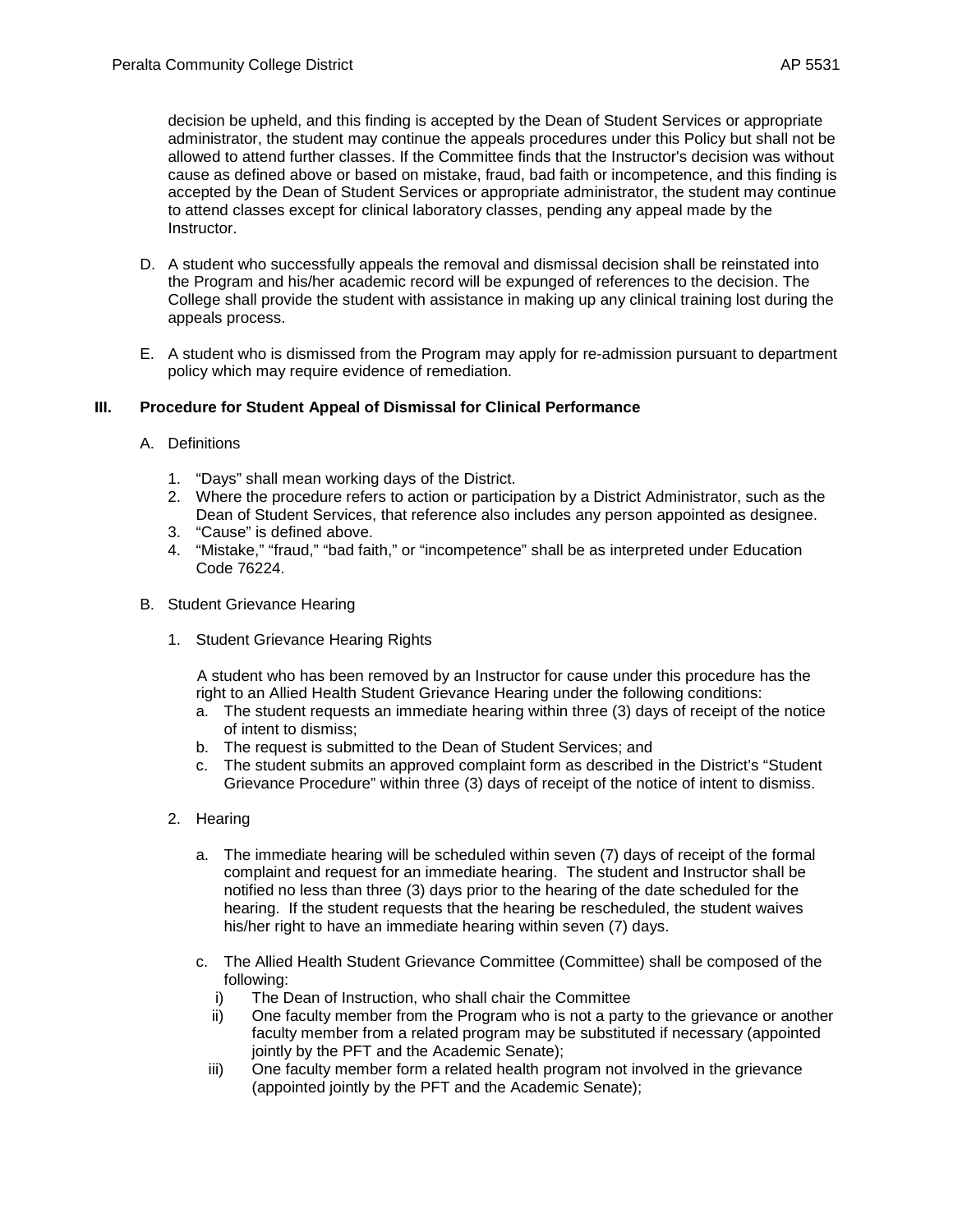decision be upheld, and this finding is accepted by the Dean of Student Services or appropriate administrator, the student may continue the appeals procedures under this Policy but shall not be allowed to attend further classes. If the Committee finds that the Instructor's decision was without cause as defined above or based on mistake, fraud, bad faith or incompetence, and this finding is accepted by the Dean of Student Services or appropriate administrator, the student may continue to attend classes except for clinical laboratory classes, pending any appeal made by the Instructor.

D. A student who successfully appeals the removal and dismissal decision shall be reinstated into the Program and his/her academic record will be expunged of references to the decision. The College shall provide the student with assistance in making up any clinical training lost during the appeals process.

E. A student who is dismissed from the Program may apply for re-admission pursuant to department policy which may require evidence of remediation.

## III. Procedure for Student Appeal of Dismissal for Clinical Performance

A. Definitions

1. "Days" shall mean working days of the District.
2. Where the procedure refers to action or participation by a District Administrator, such as the Dean of Student Services, that reference also includes any person appointed as designee.
3. "Cause" is defined above.
4. "Mistake," "fraud," "bad faith," or "incompetence" shall be as interpreted under Education Code 76224.

B. Student Grievance Hearing

1. Student Grievance Hearing Rights

   A student who has been removed by an Instructor for cause under this procedure has the right to an Allied Health Student Grievance Hearing under the following conditions:

   a. The student requests an immediate hearing within three (3) days of receipt of the notice of intent to dismiss;
   b. The request is submitted to the Dean of Student Services; and
   c. The student submits an approved complaint form as described in the District's "Student Grievance Procedure" within three (3) days of receipt of the notice of intent to dismiss.

2. Hearing

   a. The immediate hearing will be scheduled within seven (7) days of receipt of the formal complaint and request for an immediate hearing. The student and Instructor shall be notified no less than three (3) days prior to the hearing of the date scheduled for the hearing. If the student requests that the hearing be rescheduled, the student waives his/her right to have an immediate hearing within seven (7) days.

   c. The Allied Health Student Grievance Committee (Committee) shall be composed of the following:
      i) The Dean of Instruction, who shall chair the Committee
      ii) One faculty member from the Program who is not a party to the grievance or another faculty member from a related program may be substituted if necessary (appointed jointly by the PFT and the Academic Senate);
      iii) One faculty member form a related health program not involved in the grievance (appointed jointly by the PFT and the Academic Senate);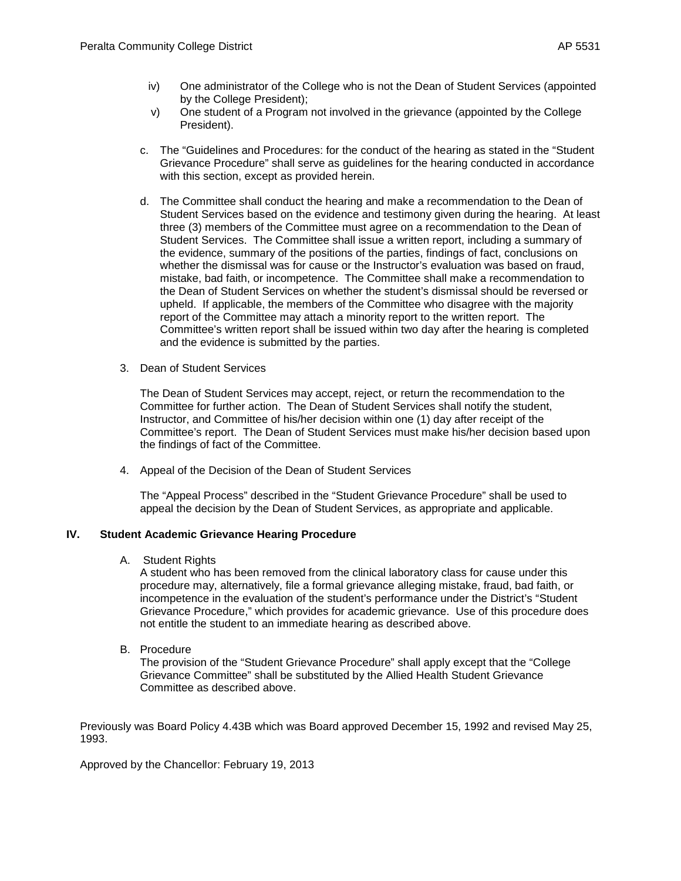iv) One administrator of the College who is not the Dean of Student Services (appointed by the College President);

v) One student of a Program not involved in the grievance (appointed by the College President).

c. The “Guidelines and Procedures: for the conduct of the hearing as stated in the “Student Grievance Procedure” shall serve as guidelines for the hearing conducted in accordance with this section, except as provided herein.

d. The Committee shall conduct the hearing and make a recommendation to the Dean of Student Services based on the evidence and testimony given during the hearing. At least three (3) members of the Committee must agree on a recommendation to the Dean of Student Services. The Committee shall issue a written report, including a summary of the evidence, summary of the positions of the parties, findings of fact, conclusions on whether the dismissal was for cause or the Instructor’s evaluation was based on fraud, mistake, bad faith, or incompetence. The Committee shall make a recommendation to the Dean of Student Services on whether the student’s dismissal should be reversed or upheld. If applicable, the members of the Committee who disagree with the majority report of the Committee may attach a minority report to the written report. The Committee’s written report shall be issued within two day after the hearing is completed and the evidence is submitted by the parties.

3. Dean of Student Services

The Dean of Student Services may accept, reject, or return the recommendation to the Committee for further action. The Dean of Student Services shall notify the student, Instructor, and Committee of his/her decision within one (1) day after receipt of the Committee’s report. The Dean of Student Services must make his/her decision based upon the findings of fact of the Committee.

4. Appeal of the Decision of the Dean of Student Services

The “Appeal Process” described in the “Student Grievance Procedure” shall be used to appeal the decision by the Dean of Student Services, as appropriate and applicable.

## IV. Student Academic Grievance Hearing Procedure

A. Student Rights

A student who has been removed from the clinical laboratory class for cause under this procedure may, alternatively, file a formal grievance alleging mistake, fraud, bad faith, or incompetence in the evaluation of the student’s performance under the District’s “Student Grievance Procedure,” which provides for academic grievance. Use of this procedure does not entitle the student to an immediate hearing as described above.

B. Procedure

The provision of the “Student Grievance Procedure” shall apply except that the “College Grievance Committee” shall be substituted by the Allied Health Student Grievance Committee as described above.

Previously was Board Policy 4.43B which was Board approved December 15, 1992 and revised May 25, 1993.

Approved by the Chancellor: February 19, 2013